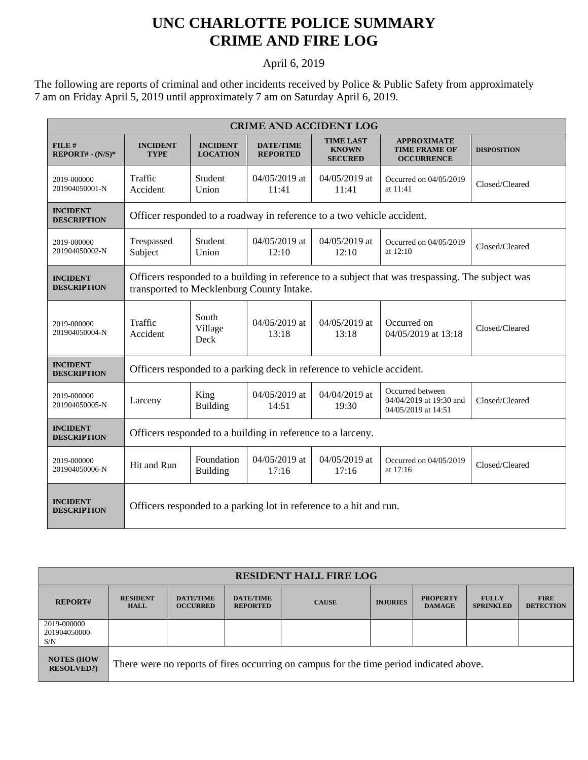# UNC CHARLOTTE POLICE SUMMARY
# CRIME AND FIRE LOG

April 6, 2019

The following are reports of criminal and other incidents received by Police & Public Safety from approximately 7 am on Friday April 5, 2019 until approximately 7 am on Saturday April 6, 2019.

| CRIME AND ACCIDENT LOG | | | | | | |
|---|---|---|---|---|---|---|
| **FILE # REPORT# - (N/S)*** | **INCIDENT TYPE** | **INCIDENT LOCATION** | **DATE/TIME REPORTED** | **TIME LAST KNOWN SECURED** | **APPROXIMATE TIME FRAME OF OCCURRENCE** | **DISPOSITION** |
| 2019-000000 201904050001-N | Traffic Accident | Student Union | 04/05/2019 at 11:41 | 04/05/2019 at 11:41 | Occurred on 04/05/2019 at 11:41 | Closed/Cleared |
| **INCIDENT DESCRIPTION** | Officer responded to a roadway in reference to a two vehicle accident. | | | | | |
| 2019-000000 201904050002-N | Trespassed Subject | Student Union | 04/05/2019 at 12:10 | 04/05/2019 at 12:10 | Occurred on 04/05/2019 at 12:10 | Closed/Cleared |
| **INCIDENT DESCRIPTION** | Officers responded to a building in reference to a subject that was trespassing. The subject was transported to Mecklenburg County Intake. | | | | | |
| 2019-000000 201904050004-N | Traffic Accident | South Village Deck | 04/05/2019 at 13:18 | 04/05/2019 at 13:18 | Occurred on 04/05/2019 at 13:18 | Closed/Cleared |
| **INCIDENT DESCRIPTION** | Officers responded to a parking deck in reference to vehicle accident. | | | | | |
| 2019-000000 201904050005-N | Larceny | King Building | 04/05/2019 at 14:51 | 04/04/2019 at 19:30 | Occurred between 04/04/2019 at 19:30 and 04/05/2019 at 14:51 | Closed/Cleared |
| **INCIDENT DESCRIPTION** | Officers responded to a building in reference to a larceny. | | | | | |
| 2019-000000 201904050006-N | Hit and Run | Foundation Building | 04/05/2019 at 17:16 | 04/05/2019 at 17:16 | Occurred on 04/05/2019 at 17:16 | Closed/Cleared |
| **INCIDENT DESCRIPTION** | Officers responded to a parking lot in reference to a hit and run. | | | | | |

| RESIDENT HALL FIRE LOG | | | | | | | | |
|---|---|---|---|---|---|---|---|---|
| **REPORT#** | **RESIDENT HALL** | **DATE/TIME OCCURRED** | **DATE/TIME REPORTED** | **CAUSE** | **INJURIES** | **PROPERTY DAMAGE** | **FULLY SPRINKLED** | **FIRE DETECTION** |
| 2019-000000 201904050000-S/N | | | | | | | | |
| **NOTES (HOW RESOLVED?)** | There were no reports of fires occurring on campus for the time period indicated above. | | | | | | | |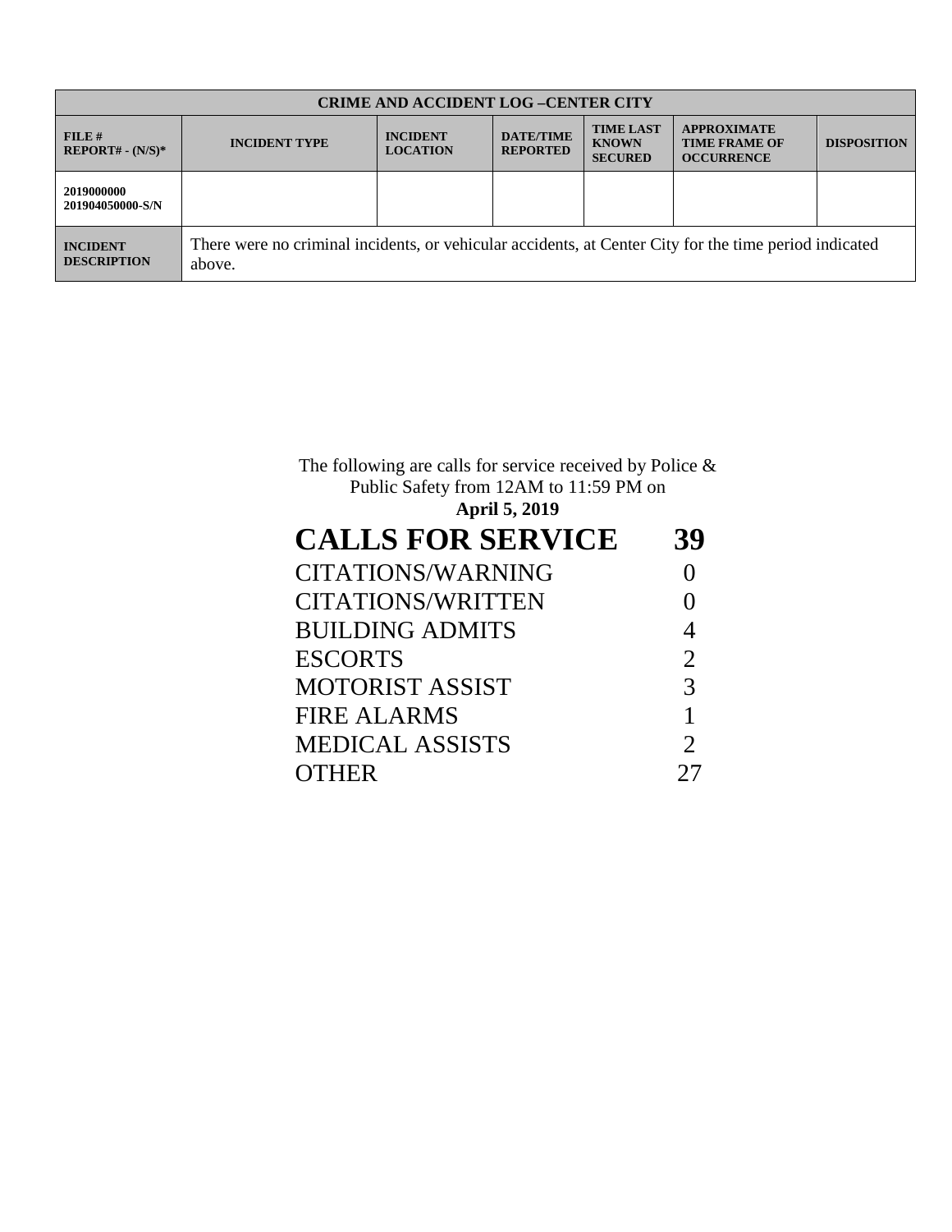| CRIME AND ACCIDENT LOG –CENTER CITY | | | | | | |
|---|---|---|---|---|---|---|
| **FILE # REPORT# - (N/S)*** | **INCIDENT TYPE** | **INCIDENT LOCATION** | **DATE/TIME REPORTED** | **TIME LAST KNOWN SECURED** | **APPROXIMATE TIME FRAME OF OCCURRENCE** | **DISPOSITION** |
| **2019000000 201904050000-S/N** | | | | | | |
| **INCIDENT DESCRIPTION** | There were no criminal incidents, or vehicular accidents, at Center City for the time period indicated above. | | | | | |

The following are calls for service received by Police & Public Safety from 12AM to 11:59 PM on
**April 5, 2019**

| | |
|---|---|
| **CALLS FOR SERVICE** | **39** |
| CITATIONS/WARNING | 0 |
| CITATIONS/WRITTEN | 0 |
| BUILDING ADMITS | 4 |
| ESCORTS | 2 |
| MOTORIST ASSIST | 3 |
| FIRE ALARMS | 1 |
| MEDICAL ASSISTS | 2 |
| OTHER | 27 |